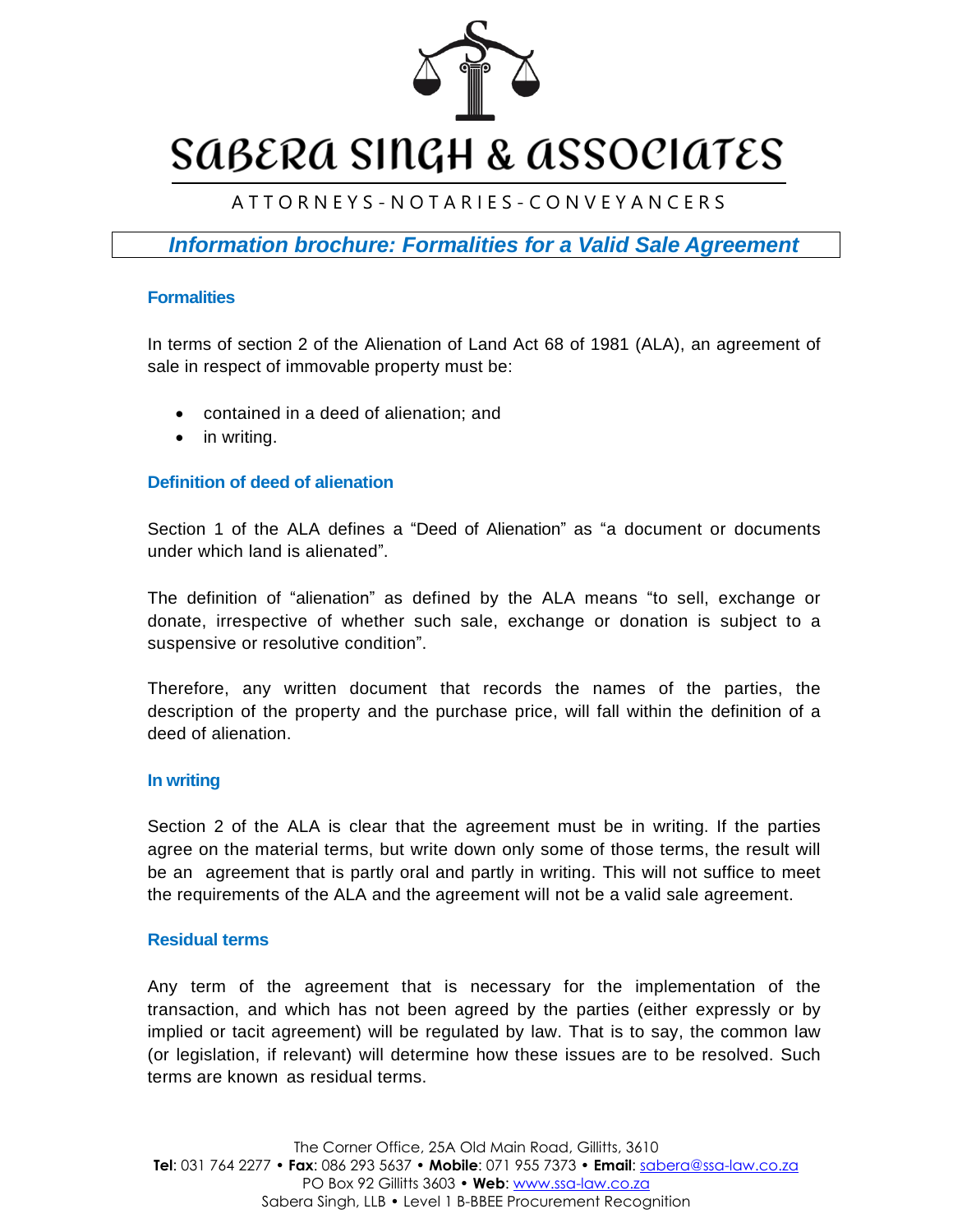# SABERA SINGH & ASSOCIATES

ATTORNEYS - NOTARIES - CONVEYANCERS

## *Information brochure: Formalities for a Valid Sale Agreement*

### Formalities

In terms of section 2 of the Alienation of Land Act 68 of 1981 (ALA), an agreement of sale in respect of immovable property must be:

- contained in a deed of alienation; and
- in writing.

### Definition of deed of alienation

Section 1 of the ALA defines a "Deed of Alienation" as "a document or documents under which land is alienated".

The definition of "alienation" as defined by the ALA means "to sell, exchange or donate, irrespective of whether such sale, exchange or donation is subject to a suspensive or resolutive condition".

Therefore, any written document that records the names of the parties, the description of the property and the purchase price, will fall within the definition of a deed of alienation.

### In writing

Section 2 of the ALA is clear that the agreement must be in writing. If the parties agree on the material terms, but write down only some of those terms, the result will be an agreement that is partly oral and partly in writing. This will not suffice to meet the requirements of the ALA and the agreement will not be a valid sale agreement.

### Residual terms

Any term of the agreement that is necessary for the implementation of the transaction, and which has not been agreed by the parties (either expressly or by implied or tacit agreement) will be regulated by law. That is to say, the common law (or legislation, if relevant) will determine how these issues are to be resolved. Such terms are known as residual terms.

The Corner Office, 25A Old Main Road, Gillitts, 3610
**Tel**: 031 764 2277 • **Fax**: 086 293 5637 • **Mobile**: 071 955 7373 • **Email**: sabera@ssa-law.co.za
PO Box 92 Gillitts 3603 • **Web**: www.ssa-law.co.za
Sabera Singh, LLB • Level 1 B-BBEE Procurement Recognition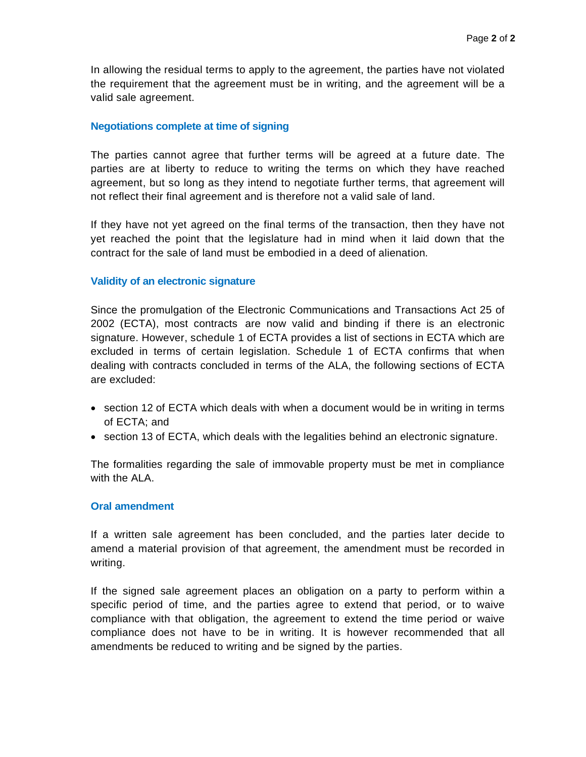In allowing the residual terms to apply to the agreement, the parties have not violated the requirement that the agreement must be in writing, and the agreement will be a valid sale agreement.

### Negotiations complete at time of signing

The parties cannot agree that further terms will be agreed at a future date. The parties are at liberty to reduce to writing the terms on which they have reached agreement, but so long as they intend to negotiate further terms, that agreement will not reflect their final agreement and is therefore not a valid sale of land.

If they have not yet agreed on the final terms of the transaction, then they have not yet reached the point that the legislature had in mind when it laid down that the contract for the sale of land must be embodied in a deed of alienation.

### Validity of an electronic signature

Since the promulgation of the Electronic Communications and Transactions Act 25 of 2002 (ECTA), most contracts are now valid and binding if there is an electronic signature. However, schedule 1 of ECTA provides a list of sections in ECTA which are excluded in terms of certain legislation. Schedule 1 of ECTA confirms that when dealing with contracts concluded in terms of the ALA, the following sections of ECTA are excluded:

- section 12 of ECTA which deals with when a document would be in writing in terms of ECTA; and
- section 13 of ECTA, which deals with the legalities behind an electronic signature.

The formalities regarding the sale of immovable property must be met in compliance with the ALA.

### Oral amendment

If a written sale agreement has been concluded, and the parties later decide to amend a material provision of that agreement, the amendment must be recorded in writing.

If the signed sale agreement places an obligation on a party to perform within a specific period of time, and the parties agree to extend that period, or to waive compliance with that obligation, the agreement to extend the time period or waive compliance does not have to be in writing. It is however recommended that all amendments be reduced to writing and be signed by the parties.